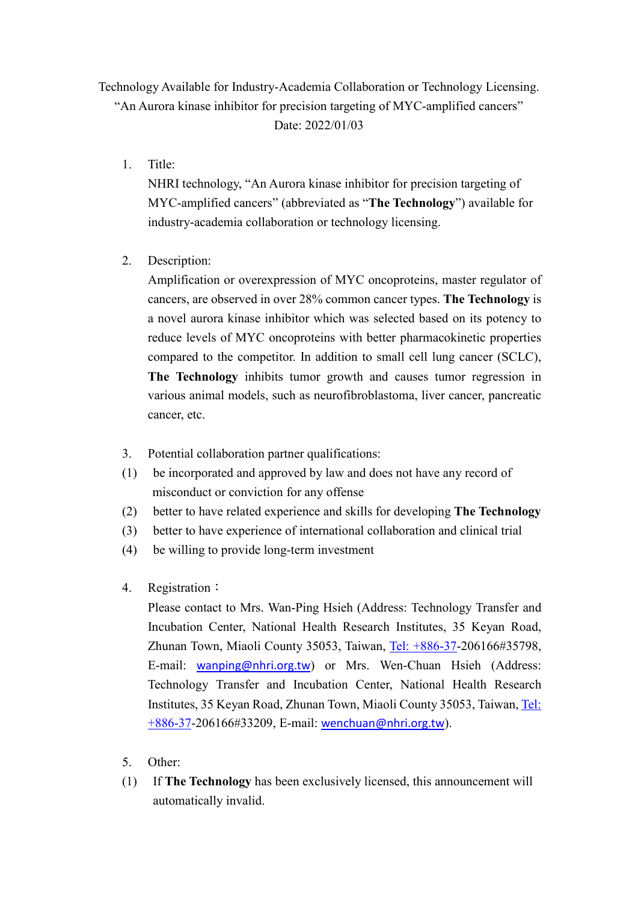Technology Available for Industry-Academia Collaboration or Technology Licensing.
"An Aurora kinase inhibitor for precision targeting of MYC-amplified cancers"
Date: 2022/01/03

1. Title:
   NHRI technology, "An Aurora kinase inhibitor for precision targeting of MYC-amplified cancers" (abbreviated as "**The Technology**") available for industry-academia collaboration or technology licensing.

2. Description:
   Amplification or overexpression of MYC oncoproteins, master regulator of cancers, are observed in over 28% common cancer types. **The Technology** is a novel aurora kinase inhibitor which was selected based on its potency to reduce levels of MYC oncoproteins with better pharmacokinetic properties compared to the competitor. In addition to small cell lung cancer (SCLC), **The Technology** inhibits tumor growth and causes tumor regression in various animal models, such as neurofibroblastoma, liver cancer, pancreatic cancer, etc.

3. Potential collaboration partner qualifications:

(1) be incorporated and approved by law and does not have any record of misconduct or conviction for any offense

(2) better to have related experience and skills for developing **The Technology**

(3) better to have experience of international collaboration and clinical trial

(4) be willing to provide long-term investment

4. Registration：
   Please contact to Mrs. Wan-Ping Hsieh (Address: Technology Transfer and Incubation Center, National Health Research Institutes, 35 Keyan Road, Zhunan Town, Miaoli County 35053, Taiwan, Tel: +886-37-206166#35798, E-mail: wanping@nhri.org.tw) or Mrs. Wen-Chuan Hsieh (Address: Technology Transfer and Incubation Center, National Health Research Institutes, 35 Keyan Road, Zhunan Town, Miaoli County 35053, Taiwan, Tel: +886-37-206166#33209, E-mail: wenchuan@nhri.org.tw).

5. Other:

(1) If **The Technology** has been exclusively licensed, this announcement will automatically invalid.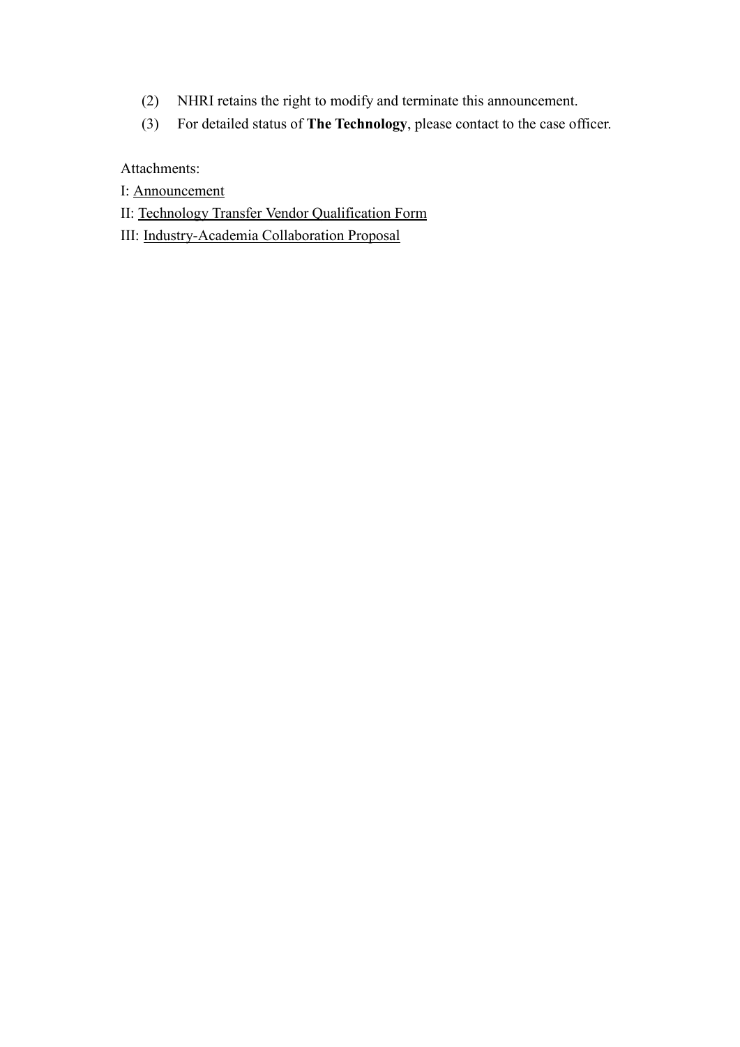(2) NHRI retains the right to modify and terminate this announcement.

(3) For detailed status of **The Technology**, please contact to the case officer.

Attachments:

I: <u>Announcement</u>

II: <u>Technology Transfer Vendor Qualification Form</u>

III: <u>Industry-Academia Collaboration Proposal</u>